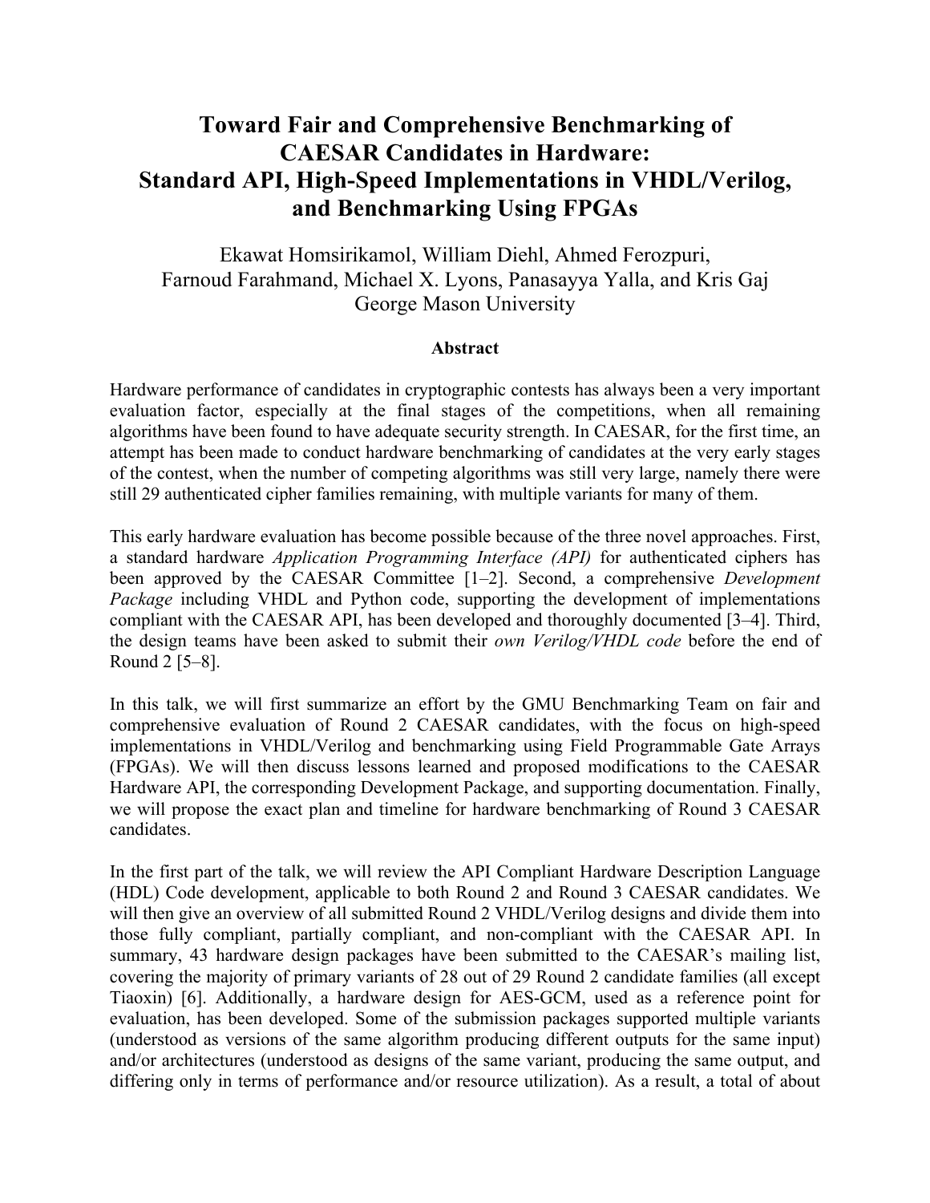# Toward Fair and Comprehensive Benchmarking of CAESAR Candidates in Hardware: Standard API, High-Speed Implementations in VHDL/Verilog, and Benchmarking Using FPGAs

Ekawat Homsirikamol, William Diehl, Ahmed Ferozpuri,
Farnoud Farahmand, Michael X. Lyons, Panasayya Yalla, and Kris Gaj
George Mason University

**Abstract**

Hardware performance of candidates in cryptographic contests has always been a very important evaluation factor, especially at the final stages of the competitions, when all remaining algorithms have been found to have adequate security strength. In CAESAR, for the first time, an attempt has been made to conduct hardware benchmarking of candidates at the very early stages of the contest, when the number of competing algorithms was still very large, namely there were still 29 authenticated cipher families remaining, with multiple variants for many of them.

This early hardware evaluation has become possible because of the three novel approaches. First, a standard hardware *Application Programming Interface (API)* for authenticated ciphers has been approved by the CAESAR Committee [1–2]. Second, a comprehensive *Development Package* including VHDL and Python code, supporting the development of implementations compliant with the CAESAR API, has been developed and thoroughly documented [3–4]. Third, the design teams have been asked to submit their *own Verilog/VHDL code* before the end of Round 2 [5–8].

In this talk, we will first summarize an effort by the GMU Benchmarking Team on fair and comprehensive evaluation of Round 2 CAESAR candidates, with the focus on high-speed implementations in VHDL/Verilog and benchmarking using Field Programmable Gate Arrays (FPGAs). We will then discuss lessons learned and proposed modifications to the CAESAR Hardware API, the corresponding Development Package, and supporting documentation. Finally, we will propose the exact plan and timeline for hardware benchmarking of Round 3 CAESAR candidates.

In the first part of the talk, we will review the API Compliant Hardware Description Language (HDL) Code development, applicable to both Round 2 and Round 3 CAESAR candidates. We will then give an overview of all submitted Round 2 VHDL/Verilog designs and divide them into those fully compliant, partially compliant, and non-compliant with the CAESAR API. In summary, 43 hardware design packages have been submitted to the CAESAR's mailing list, covering the majority of primary variants of 28 out of 29 Round 2 candidate families (all except Tiaoxin) [6]. Additionally, a hardware design for AES-GCM, used as a reference point for evaluation, has been developed. Some of the submission packages supported multiple variants (understood as versions of the same algorithm producing different outputs for the same input) and/or architectures (understood as designs of the same variant, producing the same output, and differing only in terms of performance and/or resource utilization). As a result, a total of about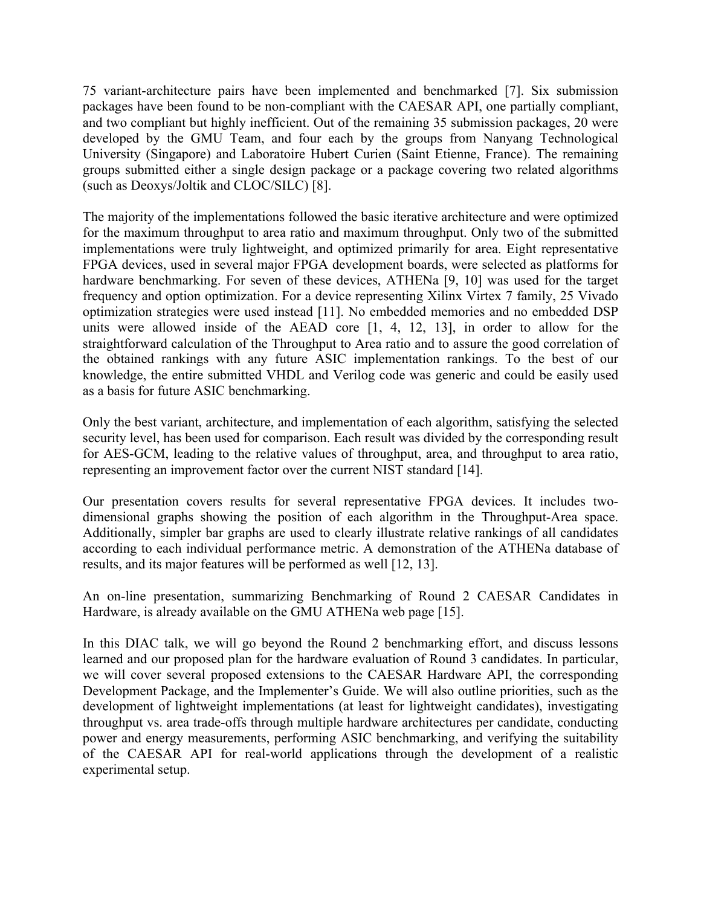75 variant-architecture pairs have been implemented and benchmarked [7]. Six submission packages have been found to be non-compliant with the CAESAR API, one partially compliant, and two compliant but highly inefficient. Out of the remaining 35 submission packages, 20 were developed by the GMU Team, and four each by the groups from Nanyang Technological University (Singapore) and Laboratoire Hubert Curien (Saint Etienne, France). The remaining groups submitted either a single design package or a package covering two related algorithms (such as Deoxys/Joltik and CLOC/SILC) [8].

The majority of the implementations followed the basic iterative architecture and were optimized for the maximum throughput to area ratio and maximum throughput. Only two of the submitted implementations were truly lightweight, and optimized primarily for area. Eight representative FPGA devices, used in several major FPGA development boards, were selected as platforms for hardware benchmarking. For seven of these devices, ATHENa [9, 10] was used for the target frequency and option optimization. For a device representing Xilinx Virtex 7 family, 25 Vivado optimization strategies were used instead [11]. No embedded memories and no embedded DSP units were allowed inside of the AEAD core [1, 4, 12, 13], in order to allow for the straightforward calculation of the Throughput to Area ratio and to assure the good correlation of the obtained rankings with any future ASIC implementation rankings. To the best of our knowledge, the entire submitted VHDL and Verilog code was generic and could be easily used as a basis for future ASIC benchmarking.

Only the best variant, architecture, and implementation of each algorithm, satisfying the selected security level, has been used for comparison. Each result was divided by the corresponding result for AES-GCM, leading to the relative values of throughput, area, and throughput to area ratio, representing an improvement factor over the current NIST standard [14].

Our presentation covers results for several representative FPGA devices. It includes two-dimensional graphs showing the position of each algorithm in the Throughput-Area space. Additionally, simpler bar graphs are used to clearly illustrate relative rankings of all candidates according to each individual performance metric. A demonstration of the ATHENa database of results, and its major features will be performed as well [12, 13].

An on-line presentation, summarizing Benchmarking of Round 2 CAESAR Candidates in Hardware, is already available on the GMU ATHENa web page [15].

In this DIAC talk, we will go beyond the Round 2 benchmarking effort, and discuss lessons learned and our proposed plan for the hardware evaluation of Round 3 candidates. In particular, we will cover several proposed extensions to the CAESAR Hardware API, the corresponding Development Package, and the Implementer's Guide. We will also outline priorities, such as the development of lightweight implementations (at least for lightweight candidates), investigating throughput vs. area trade-offs through multiple hardware architectures per candidate, conducting power and energy measurements, performing ASIC benchmarking, and verifying the suitability of the CAESAR API for real-world applications through the development of a realistic experimental setup.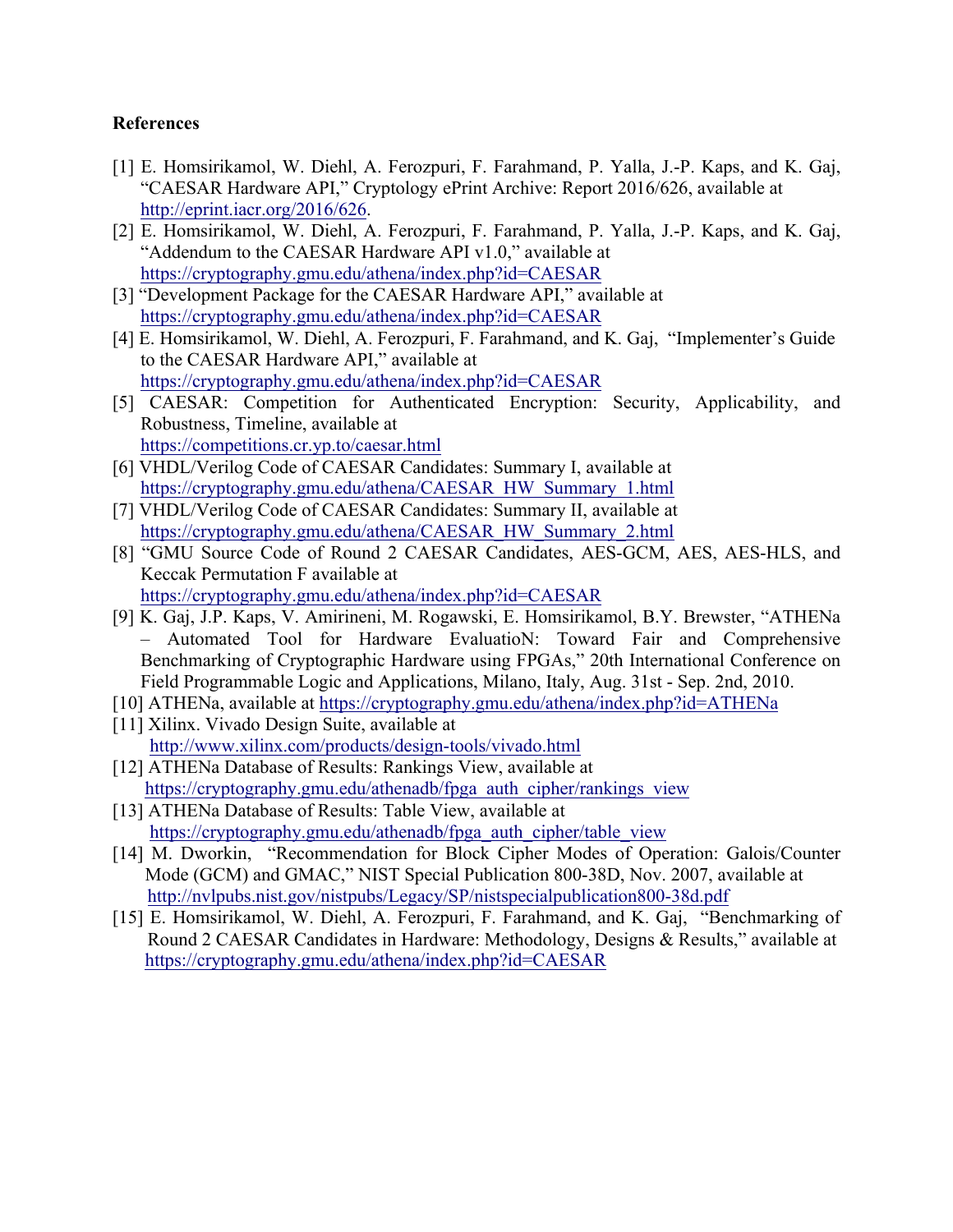**References**

[1] E. Homsirikamol, W. Diehl, A. Ferozpuri, F. Farahmand, P. Yalla, J.-P. Kaps, and K. Gaj, "CAESAR Hardware API," Cryptology ePrint Archive: Report 2016/626, available at http://eprint.iacr.org/2016/626.

[2] E. Homsirikamol, W. Diehl, A. Ferozpuri, F. Farahmand, P. Yalla, J.-P. Kaps, and K. Gaj, "Addendum to the CAESAR Hardware API v1.0," available at https://cryptography.gmu.edu/athena/index.php?id=CAESAR

[3] "Development Package for the CAESAR Hardware API," available at https://cryptography.gmu.edu/athena/index.php?id=CAESAR

[4] E. Homsirikamol, W. Diehl, A. Ferozpuri, F. Farahmand, and K. Gaj, "Implementer's Guide to the CAESAR Hardware API," available at https://cryptography.gmu.edu/athena/index.php?id=CAESAR

[5] CAESAR: Competition for Authenticated Encryption: Security, Applicability, and Robustness, Timeline, available at https://competitions.cr.yp.to/caesar.html

[6] VHDL/Verilog Code of CAESAR Candidates: Summary I, available at https://cryptography.gmu.edu/athena/CAESAR_HW_Summary_1.html

[7] VHDL/Verilog Code of CAESAR Candidates: Summary II, available at https://cryptography.gmu.edu/athena/CAESAR_HW_Summary_2.html

[8] "GMU Source Code of Round 2 CAESAR Candidates, AES-GCM, AES, AES-HLS, and Keccak Permutation F available at https://cryptography.gmu.edu/athena/index.php?id=CAESAR

[9] K. Gaj, J.P. Kaps, V. Amirineni, M. Rogawski, E. Homsirikamol, B.Y. Brewster, "ATHENa – Automated Tool for Hardware EvaluatioN: Toward Fair and Comprehensive Benchmarking of Cryptographic Hardware using FPGAs," 20th International Conference on Field Programmable Logic and Applications, Milano, Italy, Aug. 31st - Sep. 2nd, 2010.

[10] ATHENa, available at https://cryptography.gmu.edu/athena/index.php?id=ATHENa

[11] Xilinx. Vivado Design Suite, available at http://www.xilinx.com/products/design-tools/vivado.html

[12] ATHENa Database of Results: Rankings View, available at https://cryptography.gmu.edu/athenadb/fpga_auth_cipher/rankings_view

[13] ATHENa Database of Results: Table View, available at https://cryptography.gmu.edu/athenadb/fpga_auth_cipher/table_view

[14] M. Dworkin, "Recommendation for Block Cipher Modes of Operation: Galois/Counter Mode (GCM) and GMAC," NIST Special Publication 800-38D, Nov. 2007, available at http://nvlpubs.nist.gov/nistpubs/Legacy/SP/nistspecialpublication800-38d.pdf

[15] E. Homsirikamol, W. Diehl, A. Ferozpuri, F. Farahmand, and K. Gaj, "Benchmarking of Round 2 CAESAR Candidates in Hardware: Methodology, Designs & Results," available at https://cryptography.gmu.edu/athena/index.php?id=CAESAR